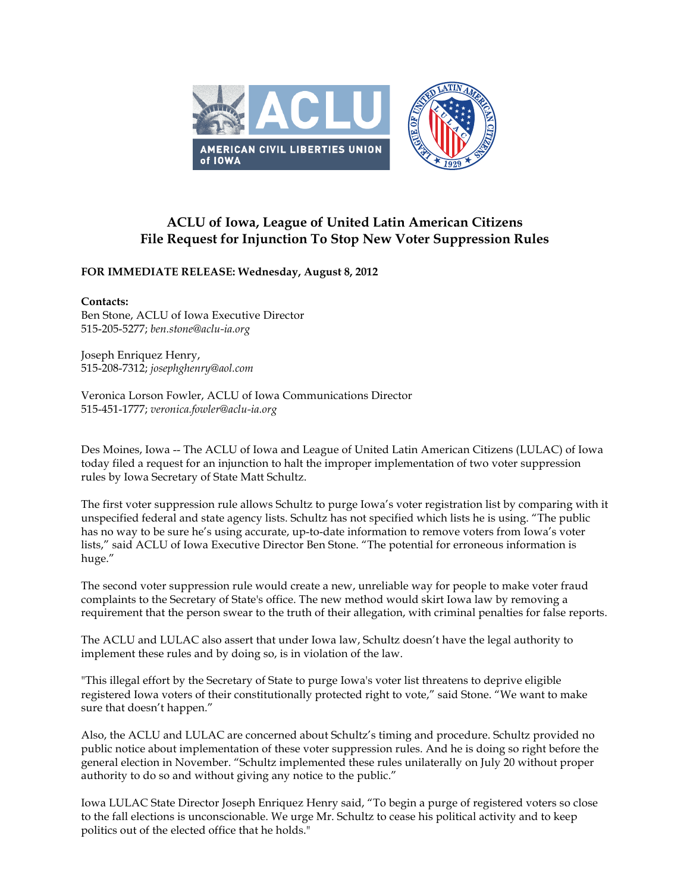# ACLU of Iowa, League of United Latin American Citizens File Request for Injunction To Stop New Voter Suppression Rules

**FOR IMMEDIATE RELEASE: Wednesday, August 8, 2012**

**Contacts:**
Ben Stone, ACLU of Iowa Executive Director
515-205-5277; *ben.stone@aclu-ia.org*

Joseph Enriquez Henry,
515-208-7312; *josephghenry@aol.com*

Veronica Lorson Fowler, ACLU of Iowa Communications Director
515-451-1777; *veronica.fowler@aclu-ia.org*

Des Moines, Iowa -- The ACLU of Iowa and League of United Latin American Citizens (LULAC) of Iowa today filed a request for an injunction to halt the improper implementation of two voter suppression rules by Iowa Secretary of State Matt Schultz.

The first voter suppression rule allows Schultz to purge Iowa's voter registration list by comparing with it unspecified federal and state agency lists. Schultz has not specified which lists he is using. "The public has no way to be sure he's using accurate, up-to-date information to remove voters from Iowa's voter lists," said ACLU of Iowa Executive Director Ben Stone. "The potential for erroneous information is huge."

The second voter suppression rule would create a new, unreliable way for people to make voter fraud complaints to the Secretary of State's office. The new method would skirt Iowa law by removing a requirement that the person swear to the truth of their allegation, with criminal penalties for false reports.

The ACLU and LULAC also assert that under Iowa law, Schultz doesn't have the legal authority to implement these rules and by doing so, is in violation of the law.

"This illegal effort by the Secretary of State to purge Iowa's voter list threatens to deprive eligible registered Iowa voters of their constitutionally protected right to vote," said Stone. "We want to make sure that doesn't happen."

Also, the ACLU and LULAC are concerned about Schultz's timing and procedure. Schultz provided no public notice about implementation of these voter suppression rules. And he is doing so right before the general election in November. "Schultz implemented these rules unilaterally on July 20 without proper authority to do so and without giving any notice to the public."

Iowa LULAC State Director Joseph Enriquez Henry said, "To begin a purge of registered voters so close to the fall elections is unconscionable. We urge Mr. Schultz to cease his political activity and to keep politics out of the elected office that he holds."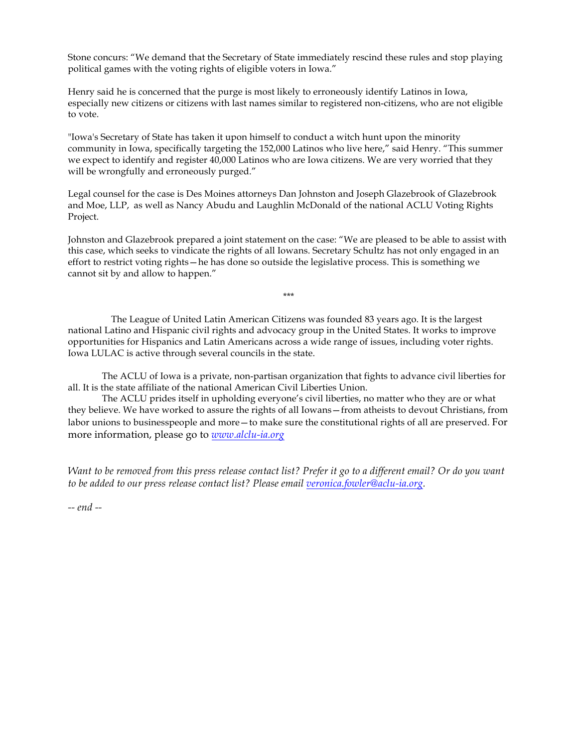Stone concurs: "We demand that the Secretary of State immediately rescind these rules and stop playing political games with the voting rights of eligible voters in Iowa."

Henry said he is concerned that the purge is most likely to erroneously identify Latinos in Iowa, especially new citizens or citizens with last names similar to registered non-citizens, who are not eligible to vote.

"Iowa's Secretary of State has taken it upon himself to conduct a witch hunt upon the minority community in Iowa, specifically targeting the 152,000 Latinos who live here," said Henry. "This summer we expect to identify and register 40,000 Latinos who are Iowa citizens. We are very worried that they will be wrongfully and erroneously purged."

Legal counsel for the case is Des Moines attorneys Dan Johnston and Joseph Glazebrook of Glazebrook and Moe, LLP, as well as Nancy Abudu and Laughlin McDonald of the national ACLU Voting Rights Project.

Johnston and Glazebrook prepared a joint statement on the case: "We are pleased to be able to assist with this case, which seeks to vindicate the rights of all Iowans. Secretary Schultz has not only engaged in an effort to restrict voting rights—he has done so outside the legislative process. This is something we cannot sit by and allow to happen."

***

The League of United Latin American Citizens was founded 83 years ago. It is the largest national Latino and Hispanic civil rights and advocacy group in the United States. It works to improve opportunities for Hispanics and Latin Americans across a wide range of issues, including voter rights. Iowa LULAC is active through several councils in the state.

The ACLU of Iowa is a private, non-partisan organization that fights to advance civil liberties for all. It is the state affiliate of the national American Civil Liberties Union.

The ACLU prides itself in upholding everyone's civil liberties, no matter who they are or what they believe. We have worked to assure the rights of all Iowans—from atheists to devout Christians, from labor unions to businesspeople and more—to make sure the constitutional rights of all are preserved. For more information, please go to *www.alclu-ia.org*

*Want to be removed from this press release contact list? Prefer it go to a different email? Or do you want to be added to our press release contact list? Please email veronica.fowler@aclu-ia.org.*

*-- end --*